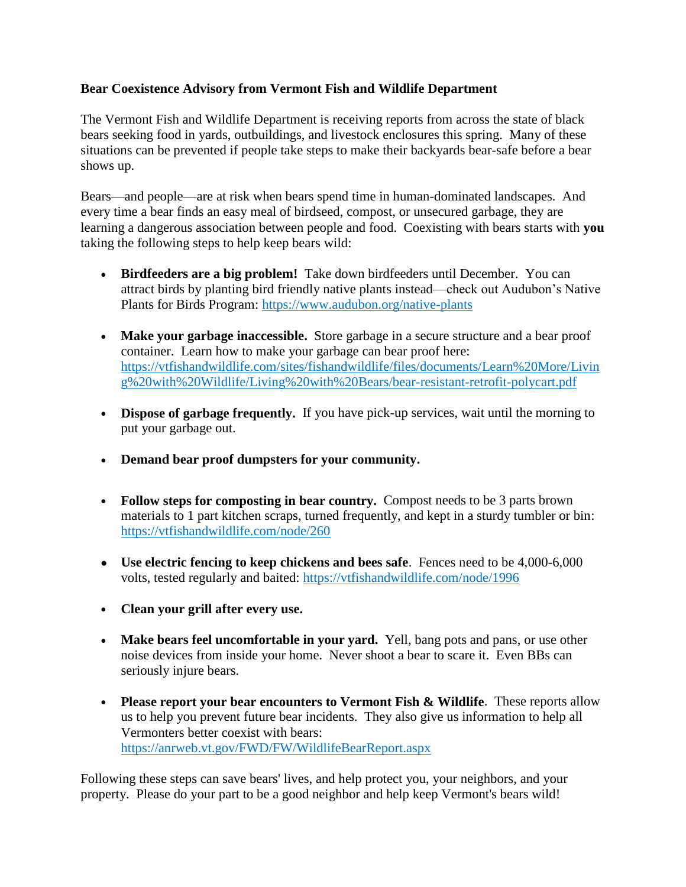**Bear Coexistence Advisory from Vermont Fish and Wildlife Department**

The Vermont Fish and Wildlife Department is receiving reports from across the state of black bears seeking food in yards, outbuildings, and livestock enclosures this spring. Many of these situations can be prevented if people take steps to make their backyards bear-safe before a bear shows up.

Bears—and people—are at risk when bears spend time in human-dominated landscapes. And every time a bear finds an easy meal of birdseed, compost, or unsecured garbage, they are learning a dangerous association between people and food. Coexisting with bears starts with **you** taking the following steps to help keep bears wild:

- **Birdfeeders are a big problem!** Take down birdfeeders until December. You can attract birds by planting bird friendly native plants instead—check out Audubon's Native Plants for Birds Program: https://www.audubon.org/native-plants

- **Make your garbage inaccessible.** Store garbage in a secure structure and a bear proof container. Learn how to make your garbage can bear proof here: https://vtfishandwildlife.com/sites/fishandwildlife/files/documents/Learn%20More/Living%20with%20Wildlife/Living%20with%20Bears/bear-resistant-retrofit-polycart.pdf

- **Dispose of garbage frequently.** If you have pick-up services, wait until the morning to put your garbage out.

- **Demand bear proof dumpsters for your community.**

- **Follow steps for composting in bear country.** Compost needs to be 3 parts brown materials to 1 part kitchen scraps, turned frequently, and kept in a sturdy tumbler or bin: https://vtfishandwildlife.com/node/260

- **Use electric fencing to keep chickens and bees safe**. Fences need to be 4,000-6,000 volts, tested regularly and baited: https://vtfishandwildlife.com/node/1996

- **Clean your grill after every use.**

- **Make bears feel uncomfortable in your yard.** Yell, bang pots and pans, or use other noise devices from inside your home. Never shoot a bear to scare it. Even BBs can seriously injure bears.

- **Please report your bear encounters to Vermont Fish & Wildlife**. These reports allow us to help you prevent future bear incidents. They also give us information to help all Vermonters better coexist with bears: https://anrweb.vt.gov/FWD/FW/WildlifeBearReport.aspx

Following these steps can save bears' lives, and help protect you, your neighbors, and your property. Please do your part to be a good neighbor and help keep Vermont's bears wild!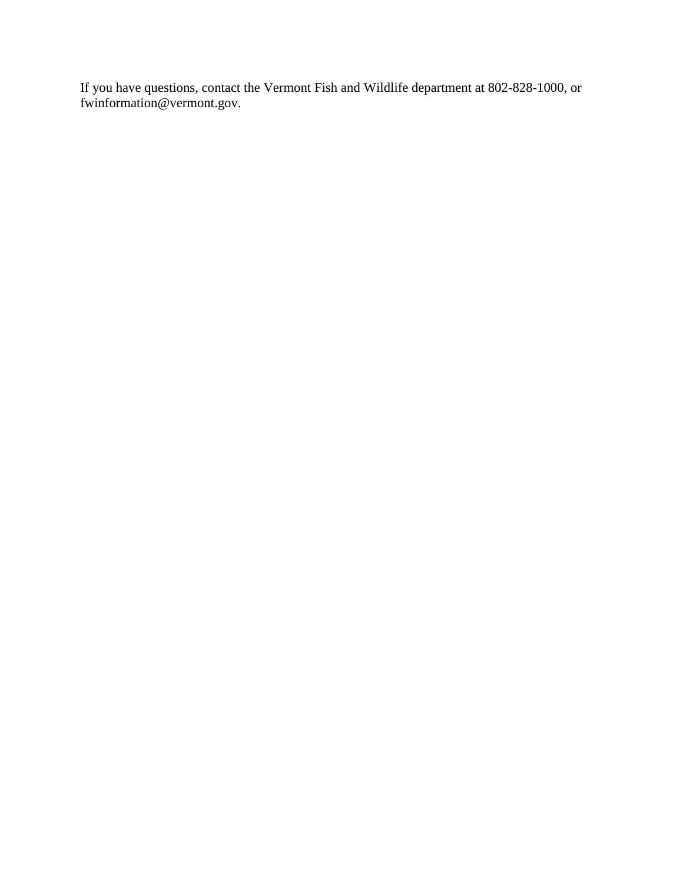If you have questions, contact the Vermont Fish and Wildlife department at 802-828-1000, or fwinformation@vermont.gov.